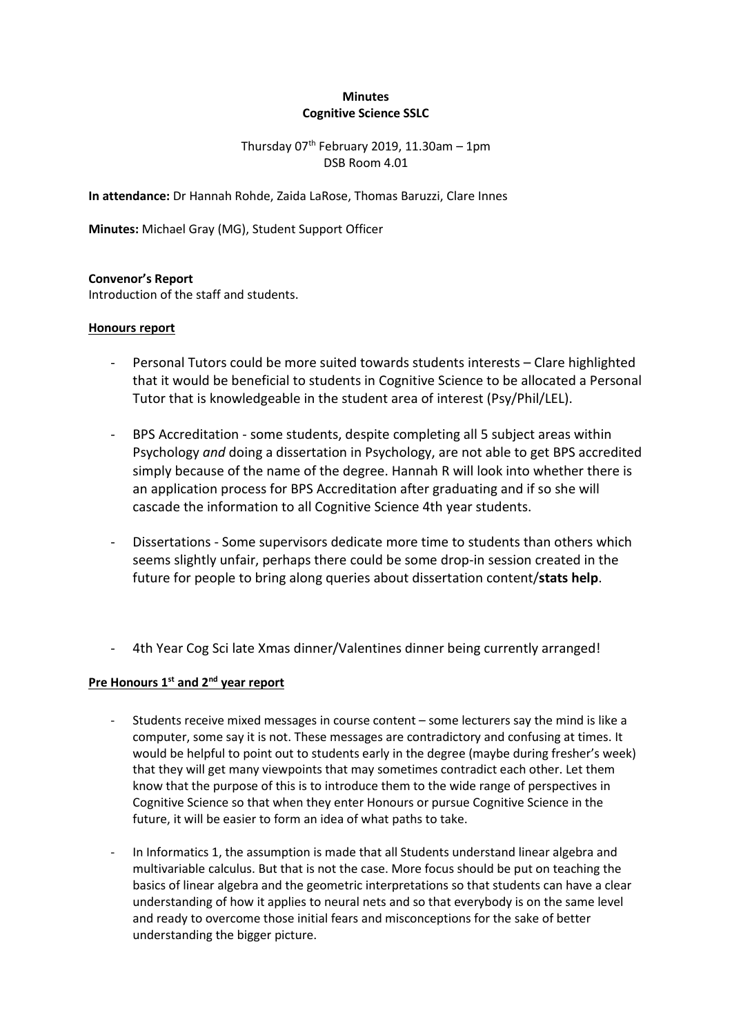**Minutes**
**Cognitive Science SSLC**

Thursday 07th February 2019, 11.30am – 1pm
DSB Room 4.01

**In attendance:** Dr Hannah Rohde, Zaida LaRose, Thomas Baruzzi, Clare Innes

**Minutes:** Michael Gray (MG), Student Support Officer

**Convenor's Report**
Introduction of the staff and students.

**Honours report**

- Personal Tutors could be more suited towards students interests – Clare highlighted that it would be beneficial to students in Cognitive Science to be allocated a Personal Tutor that is knowledgeable in the student area of interest (Psy/Phil/LEL).

- BPS Accreditation - some students, despite completing all 5 subject areas within Psychology *and* doing a dissertation in Psychology, are not able to get BPS accredited simply because of the name of the degree. Hannah R will look into whether there is an application process for BPS Accreditation after graduating and if so she will cascade the information to all Cognitive Science 4th year students.

- Dissertations - Some supervisors dedicate more time to students than others which seems slightly unfair, perhaps there could be some drop-in session created in the future for people to bring along queries about dissertation content/**stats help**.

- 4th Year Cog Sci late Xmas dinner/Valentines dinner being currently arranged!

**Pre Honours 1st and 2nd year report**

- Students receive mixed messages in course content – some lecturers say the mind is like a computer, some say it is not. These messages are contradictory and confusing at times. It would be helpful to point out to students early in the degree (maybe during fresher's week) that they will get many viewpoints that may sometimes contradict each other. Let them know that the purpose of this is to introduce them to the wide range of perspectives in Cognitive Science so that when they enter Honours or pursue Cognitive Science in the future, it will be easier to form an idea of what paths to take.

- In Informatics 1, the assumption is made that all Students understand linear algebra and multivariable calculus. But that is not the case. More focus should be put on teaching the basics of linear algebra and the geometric interpretations so that students can have a clear understanding of how it applies to neural nets and so that everybody is on the same level and ready to overcome those initial fears and misconceptions for the sake of better understanding the bigger picture.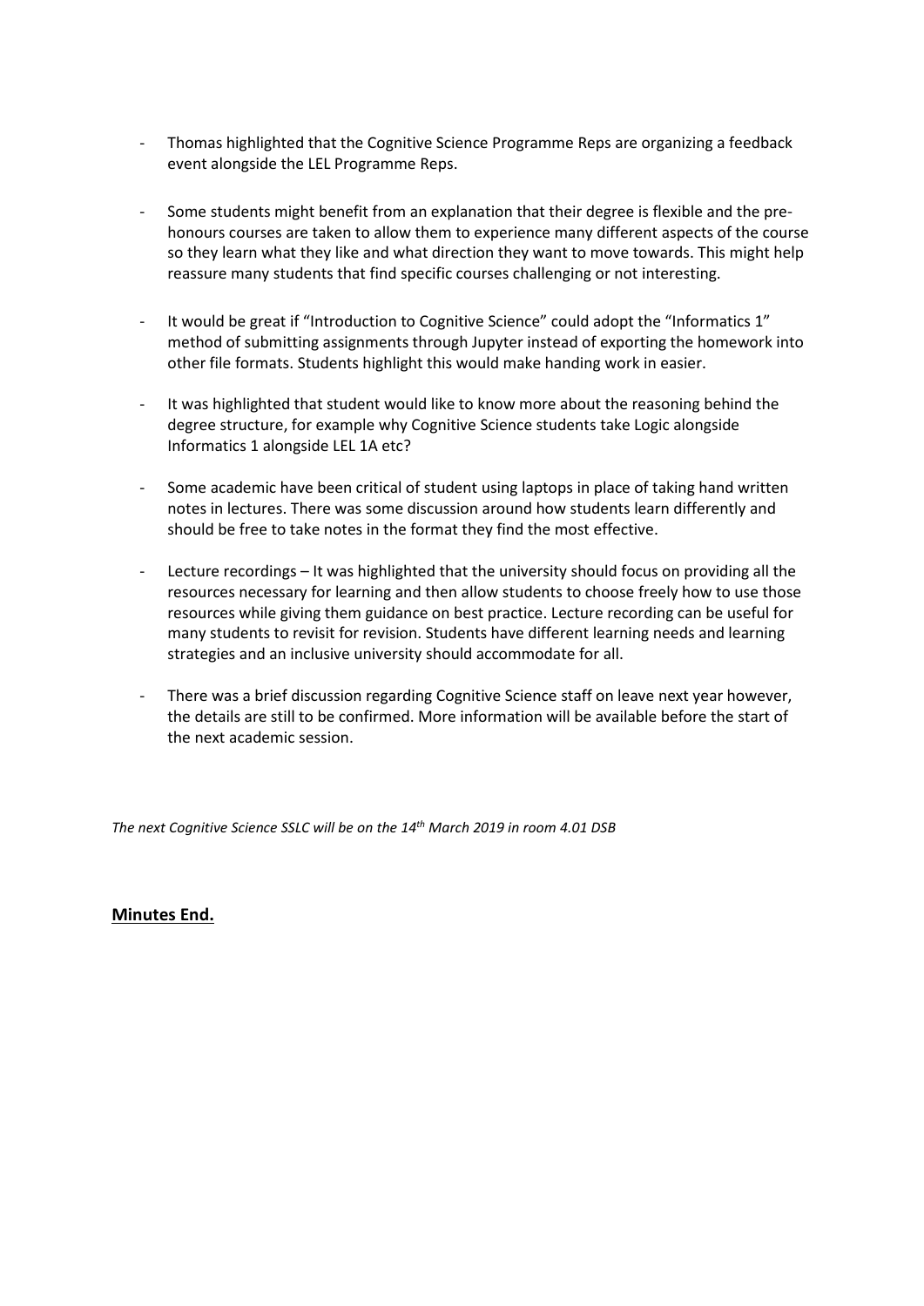- Thomas highlighted that the Cognitive Science Programme Reps are organizing a feedback event alongside the LEL Programme Reps.

- Some students might benefit from an explanation that their degree is flexible and the pre-honours courses are taken to allow them to experience many different aspects of the course so they learn what they like and what direction they want to move towards. This might help reassure many students that find specific courses challenging or not interesting.

- It would be great if "Introduction to Cognitive Science" could adopt the "Informatics 1" method of submitting assignments through Jupyter instead of exporting the homework into other file formats. Students highlight this would make handing work in easier.

- It was highlighted that student would like to know more about the reasoning behind the degree structure, for example why Cognitive Science students take Logic alongside Informatics 1 alongside LEL 1A etc?

- Some academic have been critical of student using laptops in place of taking hand written notes in lectures. There was some discussion around how students learn differently and should be free to take notes in the format they find the most effective.

- Lecture recordings – It was highlighted that the university should focus on providing all the resources necessary for learning and then allow students to choose freely how to use those resources while giving them guidance on best practice. Lecture recording can be useful for many students to revisit for revision. Students have different learning needs and learning strategies and an inclusive university should accommodate for all.

- There was a brief discussion regarding Cognitive Science staff on leave next year however, the details are still to be confirmed. More information will be available before the start of the next academic session.

*The next Cognitive Science SSLC will be on the 14th March 2019 in room 4.01 DSB*

**Minutes End.**